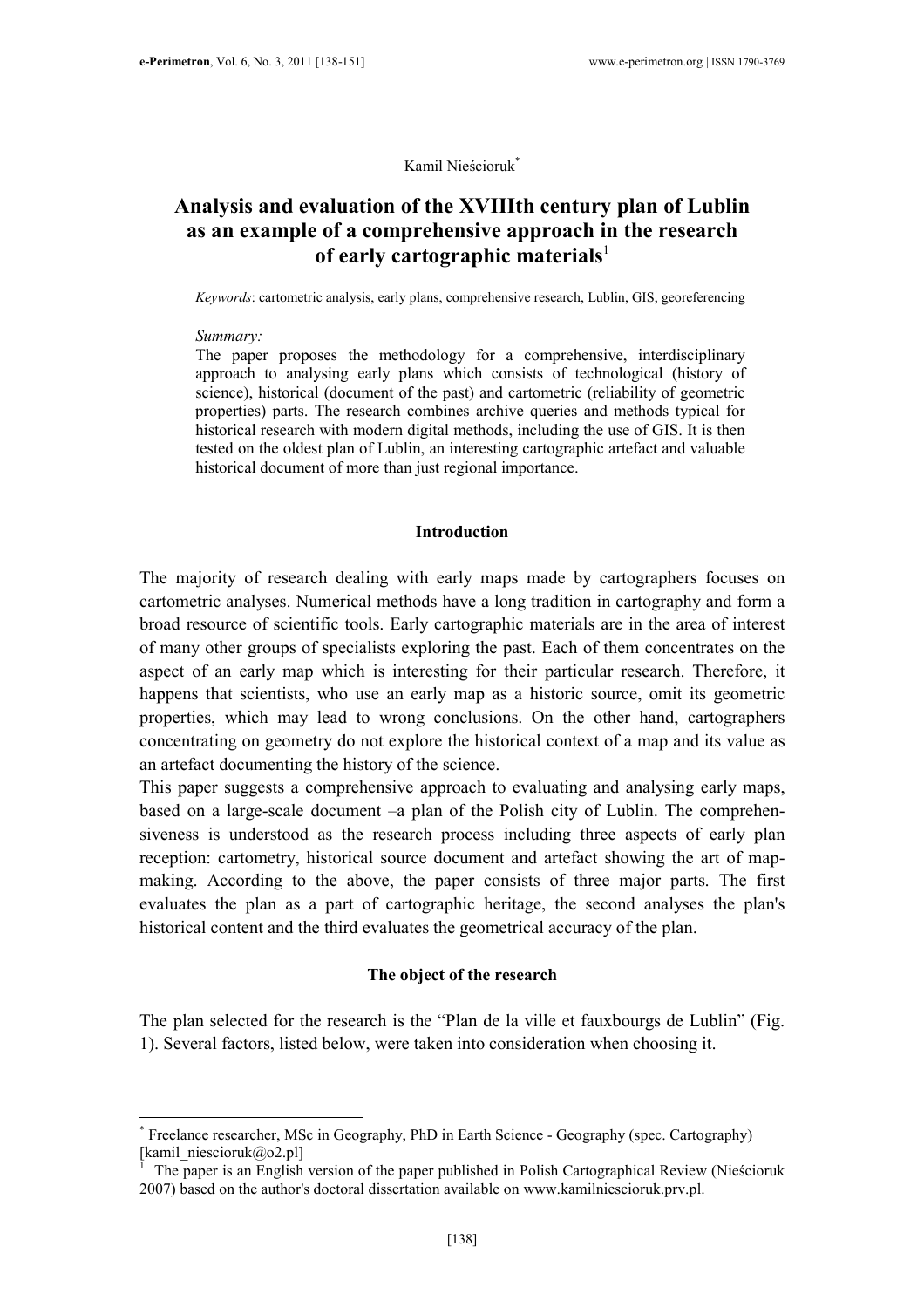Kamil Nieścioruk[*]

# Analysis and evaluation of the XVIIIth century plan of Lublin as an example of a comprehensive approach in the research of early cartographic materials[1]

*Keywords*: cartometric analysis, early plans, comprehensive research, Lublin, GIS, georeferencing

*Summary:*

The paper proposes the methodology for a comprehensive, interdisciplinary approach to analysing early plans which consists of technological (history of science), historical (document of the past) and cartometric (reliability of geometric properties) parts. The research combines archive queries and methods typical for historical research with modern digital methods, including the use of GIS. It is then tested on the oldest plan of Lublin, an interesting cartographic artefact and valuable historical document of more than just regional importance.

## Introduction

The majority of research dealing with early maps made by cartographers focuses on cartometric analyses. Numerical methods have a long tradition in cartography and form a broad resource of scientific tools. Early cartographic materials are in the area of interest of many other groups of specialists exploring the past. Each of them concentrates on the aspect of an early map which is interesting for their particular research. Therefore, it happens that scientists, who use an early map as a historic source, omit its geometric properties, which may lead to wrong conclusions. On the other hand, cartographers concentrating on geometry do not explore the historical context of a map and its value as an artefact documenting the history of the science.

This paper suggests a comprehensive approach to evaluating and analysing early maps, based on a large-scale document –a plan of the Polish city of Lublin. The comprehensiveness is understood as the research process including three aspects of early plan reception: cartometry, historical source document and artefact showing the art of map-making. According to the above, the paper consists of three major parts. The first evaluates the plan as a part of cartographic heritage, the second analyses the plan's historical content and the third evaluates the geometrical accuracy of the plan.

## The object of the research

The plan selected for the research is the "Plan de la ville et fauxbourgs de Lublin" (Fig. 1). Several factors, listed below, were taken into consideration when choosing it.

---

[*] Freelance researcher, MSc in Geography, PhD in Earth Science - Geography (spec. Cartography) [kamil_niescioruk@o2.pl]

[1] The paper is an English version of the paper published in Polish Cartographical Review (Nieścioruk 2007) based on the author's doctoral dissertation available on www.kamilniescioruk.prv.pl.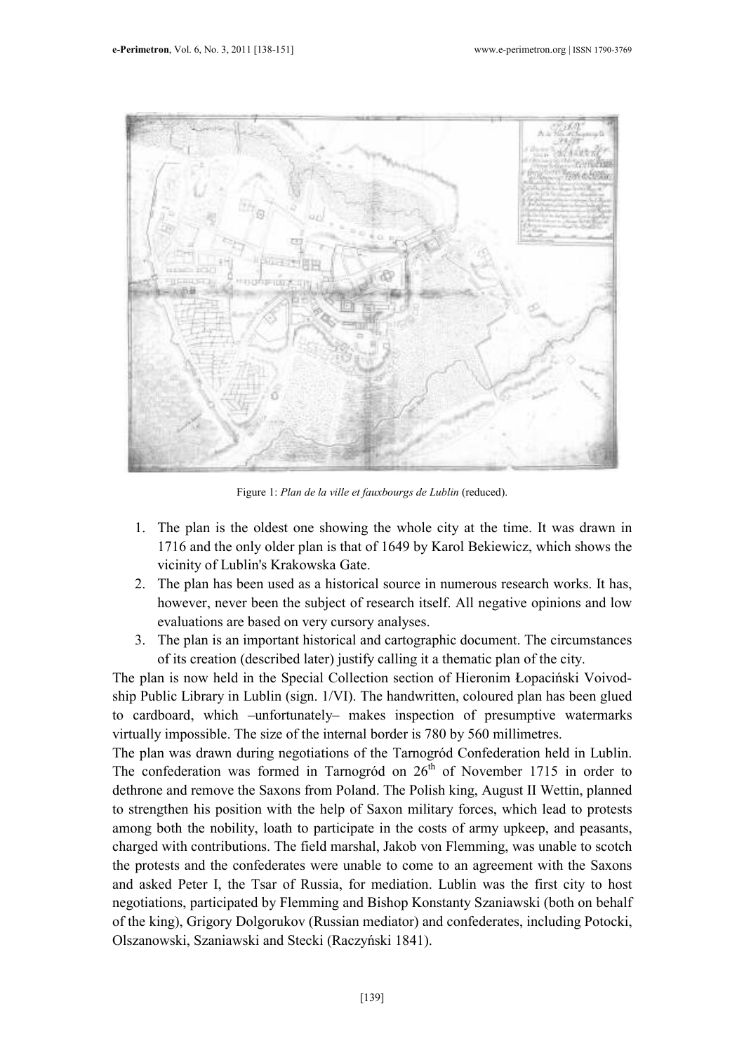Figure 1: *Plan de la ville et fauxbourgs de Lublin* (reduced).

1. The plan is the oldest one showing the whole city at the time. It was drawn in 1716 and the only older plan is that of 1649 by Karol Bekiewicz, which shows the vicinity of Lublin's Krakowska Gate.
2. The plan has been used as a historical source in numerous research works. It has, however, never been the subject of research itself. All negative opinions and low evaluations are based on very cursory analyses.
3. The plan is an important historical and cartographic document. The circumstances of its creation (described later) justify calling it a thematic plan of the city.

The plan is now held in the Special Collection section of Hieronim Łopaciński Voivodship Public Library in Lublin (sign. 1/VI). The handwritten, coloured plan has been glued to cardboard, which –unfortunately– makes inspection of presumptive watermarks virtually impossible. The size of the internal border is 780 by 560 millimetres.

The plan was drawn during negotiations of the Tarnogród Confederation held in Lublin. The confederation was formed in Tarnogród on 26th of November 1715 in order to dethrone and remove the Saxons from Poland. The Polish king, August II Wettin, planned to strengthen his position with the help of Saxon military forces, which lead to protests among both the nobility, loath to participate in the costs of army upkeep, and peasants, charged with contributions. The field marshal, Jakob von Flemming, was unable to scotch the protests and the confederates were unable to come to an agreement with the Saxons and asked Peter I, the Tsar of Russia, for mediation. Lublin was the first city to host negotiations, participated by Flemming and Bishop Konstanty Szaniawski (both on behalf of the king), Grigory Dolgorukov (Russian mediator) and confederates, including Potocki, Olszanowski, Szaniawski and Stecki (Raczyński 1841).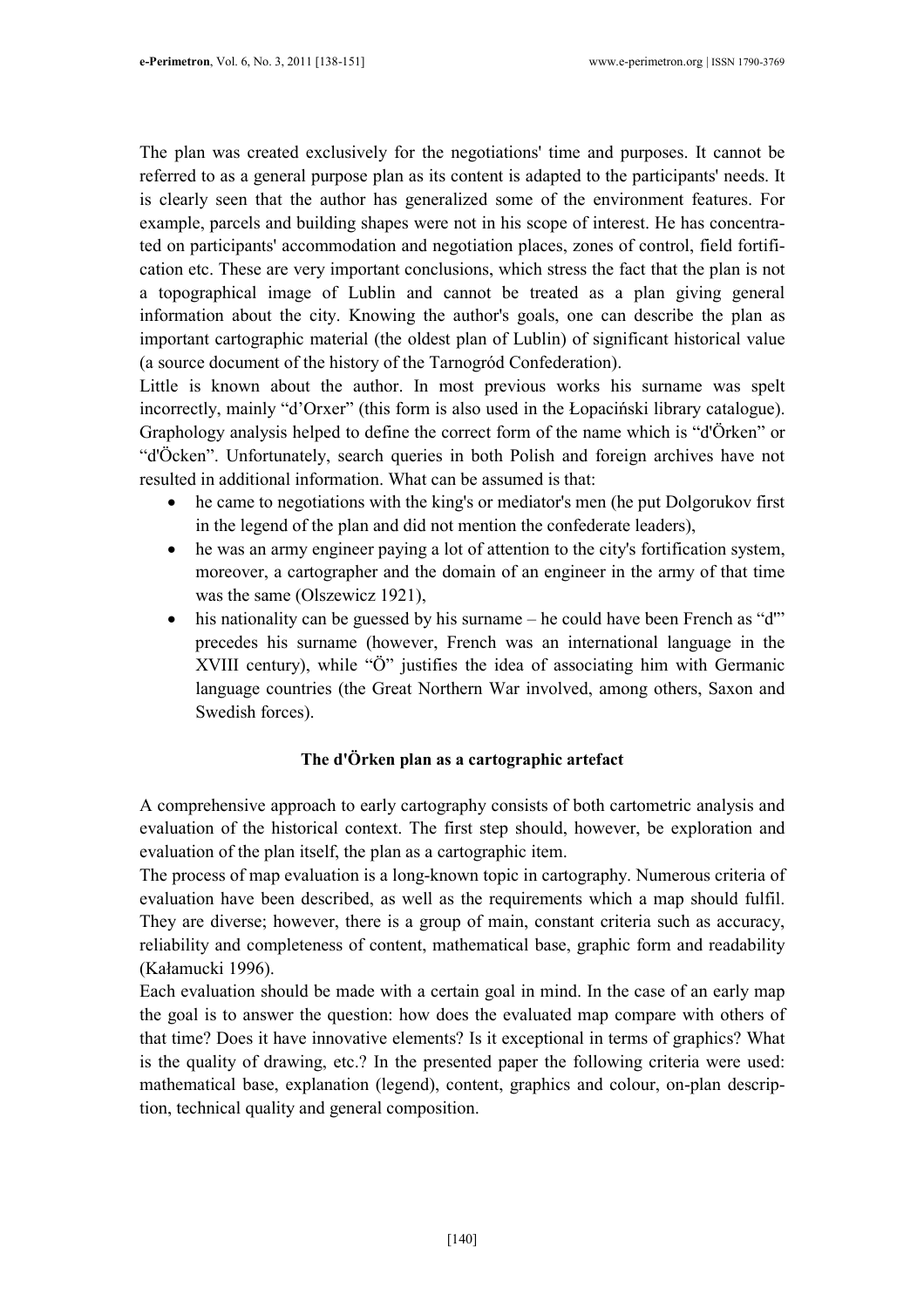The plan was created exclusively for the negotiations' time and purposes. It cannot be referred to as a general purpose plan as its content is adapted to the participants' needs. It is clearly seen that the author has generalized some of the environment features. For example, parcels and building shapes were not in his scope of interest. He has concentrated on participants' accommodation and negotiation places, zones of control, field fortification etc. These are very important conclusions, which stress the fact that the plan is not a topographical image of Lublin and cannot be treated as a plan giving general information about the city. Knowing the author's goals, one can describe the plan as important cartographic material (the oldest plan of Lublin) of significant historical value (a source document of the history of the Tarnogród Confederation).

Little is known about the author. In most previous works his surname was spelt incorrectly, mainly "d'Orxer" (this form is also used in the Łopaciński library catalogue). Graphology analysis helped to define the correct form of the name which is "d'Örken" or "d'Öcken". Unfortunately, search queries in both Polish and foreign archives have not resulted in additional information. What can be assumed is that:

- he came to negotiations with the king's or mediator's men (he put Dolgorukov first in the legend of the plan and did not mention the confederate leaders),
- he was an army engineer paying a lot of attention to the city's fortification system, moreover, a cartographer and the domain of an engineer in the army of that time was the same (Olszewicz 1921),
- his nationality can be guessed by his surname – he could have been French as "d'" precedes his surname (however, French was an international language in the XVIII century), while "Ö" justifies the idea of associating him with Germanic language countries (the Great Northern War involved, among others, Saxon and Swedish forces).

## The d'Örken plan as a cartographic artefact

A comprehensive approach to early cartography consists of both cartometric analysis and evaluation of the historical context. The first step should, however, be exploration and evaluation of the plan itself, the plan as a cartographic item.

The process of map evaluation is a long-known topic in cartography. Numerous criteria of evaluation have been described, as well as the requirements which a map should fulfil. They are diverse; however, there is a group of main, constant criteria such as accuracy, reliability and completeness of content, mathematical base, graphic form and readability (Kałamucki 1996).

Each evaluation should be made with a certain goal in mind. In the case of an early map the goal is to answer the question: how does the evaluated map compare with others of that time? Does it have innovative elements? Is it exceptional in terms of graphics? What is the quality of drawing, etc.? In the presented paper the following criteria were used: mathematical base, explanation (legend), content, graphics and colour, on-plan description, technical quality and general composition.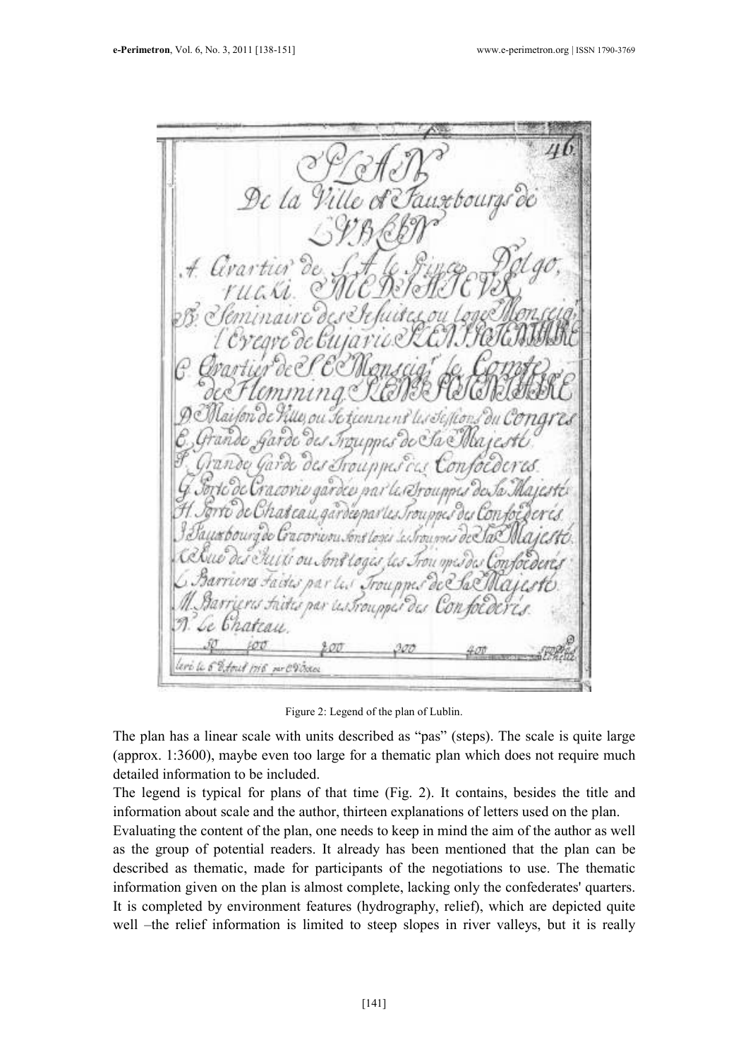Figure 2: Legend of the plan of Lublin.

The plan has a linear scale with units described as "pas" (steps). The scale is quite large (approx. 1:3600), maybe even too large for a thematic plan which does not require much detailed information to be included.

The legend is typical for plans of that time (Fig. 2). It contains, besides the title and information about scale and the author, thirteen explanations of letters used on the plan.

Evaluating the content of the plan, one needs to keep in mind the aim of the author as well as the group of potential readers. It already has been mentioned that the plan can be described as thematic, made for participants of the negotiations to use. The thematic information given on the plan is almost complete, lacking only the confederates' quarters. It is completed by environment features (hydrography, relief), which are depicted quite well –the relief information is limited to steep slopes in river valleys, but it is really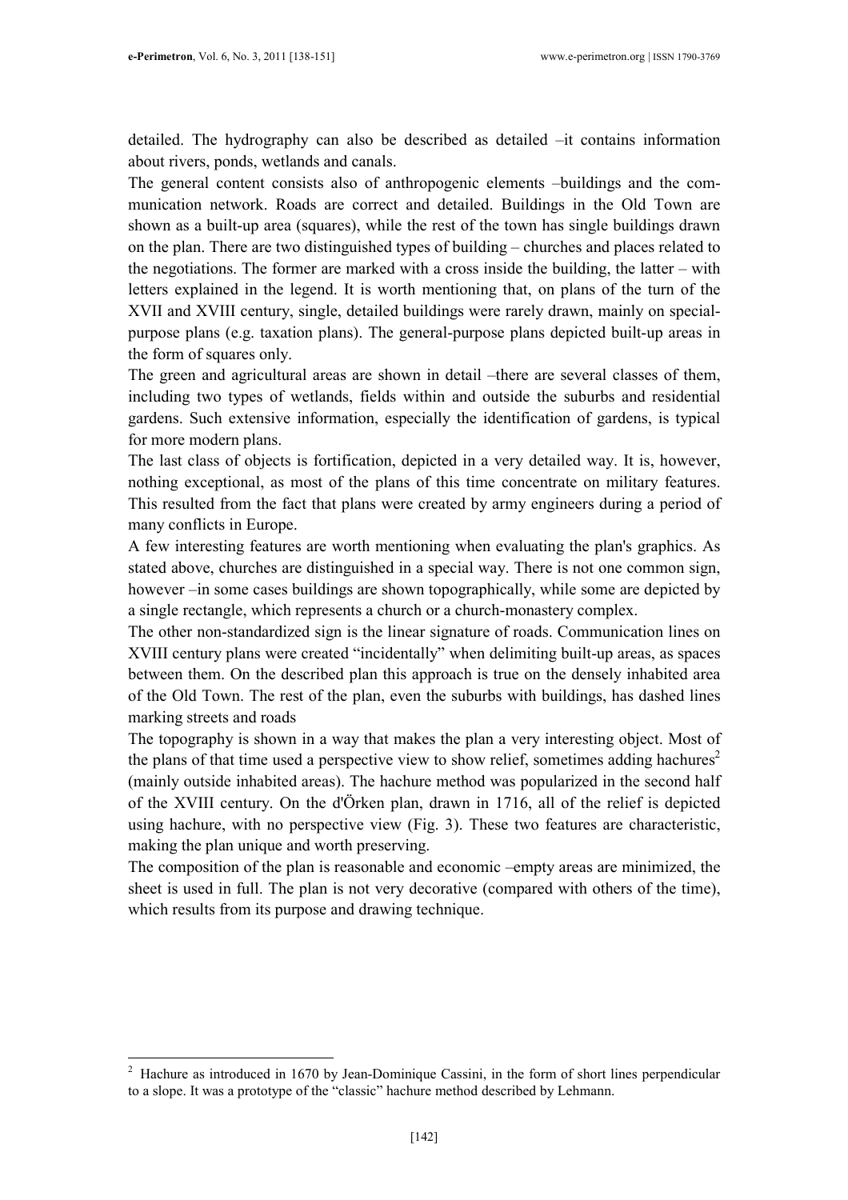detailed. The hydrography can also be described as detailed –it contains information about rivers, ponds, wetlands and canals.

The general content consists also of anthropogenic elements –buildings and the communication network. Roads are correct and detailed. Buildings in the Old Town are shown as a built-up area (squares), while the rest of the town has single buildings drawn on the plan. There are two distinguished types of building – churches and places related to the negotiations. The former are marked with a cross inside the building, the latter – with letters explained in the legend. It is worth mentioning that, on plans of the turn of the XVII and XVIII century, single, detailed buildings were rarely drawn, mainly on special-purpose plans (e.g. taxation plans). The general-purpose plans depicted built-up areas in the form of squares only.

The green and agricultural areas are shown in detail –there are several classes of them, including two types of wetlands, fields within and outside the suburbs and residential gardens. Such extensive information, especially the identification of gardens, is typical for more modern plans.

The last class of objects is fortification, depicted in a very detailed way. It is, however, nothing exceptional, as most of the plans of this time concentrate on military features. This resulted from the fact that plans were created by army engineers during a period of many conflicts in Europe.

A few interesting features are worth mentioning when evaluating the plan's graphics. As stated above, churches are distinguished in a special way. There is not one common sign, however –in some cases buildings are shown topographically, while some are depicted by a single rectangle, which represents a church or a church-monastery complex.

The other non-standardized sign is the linear signature of roads. Communication lines on XVIII century plans were created "incidentally" when delimiting built-up areas, as spaces between them. On the described plan this approach is true on the densely inhabited area of the Old Town. The rest of the plan, even the suburbs with buildings, has dashed lines marking streets and roads

The topography is shown in a way that makes the plan a very interesting object. Most of the plans of that time used a perspective view to show relief, sometimes adding hachures[2] (mainly outside inhabited areas). The hachure method was popularized in the second half of the XVIII century. On the d'Örken plan, drawn in 1716, all of the relief is depicted using hachure, with no perspective view (Fig. 3). These two features are characteristic, making the plan unique and worth preserving.

The composition of the plan is reasonable and economic –empty areas are minimized, the sheet is used in full. The plan is not very decorative (compared with others of the time), which results from its purpose and drawing technique.

---

[2] Hachure as introduced in 1670 by Jean-Dominique Cassini, in the form of short lines perpendicular to a slope. It was a prototype of the "classic" hachure method described by Lehmann.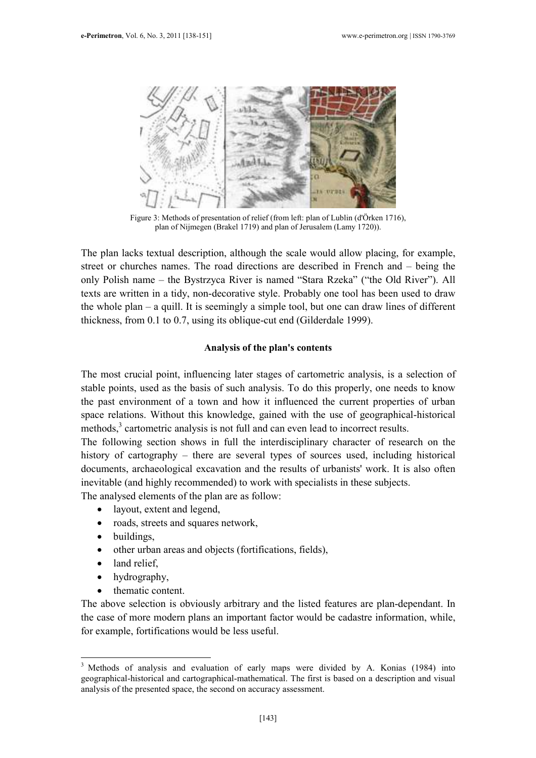Figure 3: Methods of presentation of relief (from left: plan of Lublin (d'Örken 1716), plan of Nijmegen (Brakel 1719) and plan of Jerusalem (Lamy 1720)).

The plan lacks textual description, although the scale would allow placing, for example, street or churches names. The road directions are described in French and – being the only Polish name – the Bystrzyca River is named "Stara Rzeka" ("the Old River"). All texts are written in a tidy, non-decorative style. Probably one tool has been used to draw the whole plan – a quill. It is seemingly a simple tool, but one can draw lines of different thickness, from 0.1 to 0.7, using its oblique-cut end (Gilderdale 1999).

**Analysis of the plan's contents**

The most crucial point, influencing later stages of cartometric analysis, is a selection of stable points, used as the basis of such analysis. To do this properly, one needs to know the past environment of a town and how it influenced the current properties of urban space relations. Without this knowledge, gained with the use of geographical-historical methods,[3] cartometric analysis is not full and can even lead to incorrect results.

The following section shows in full the interdisciplinary character of research on the history of cartography – there are several types of sources used, including historical documents, archaeological excavation and the results of urbanists' work. It is also often inevitable (and highly recommended) to work with specialists in these subjects.

The analysed elements of the plan are as follow:

- layout, extent and legend,
- roads, streets and squares network,
- buildings,
- other urban areas and objects (fortifications, fields),
- land relief,
- hydrography,
- thematic content.

The above selection is obviously arbitrary and the listed features are plan-dependant. In the case of more modern plans an important factor would be cadastre information, while, for example, fortifications would be less useful.

[3] Methods of analysis and evaluation of early maps were divided by A. Konias (1984) into geographical-historical and cartographical-mathematical. The first is based on a description and visual analysis of the presented space, the second on accuracy assessment.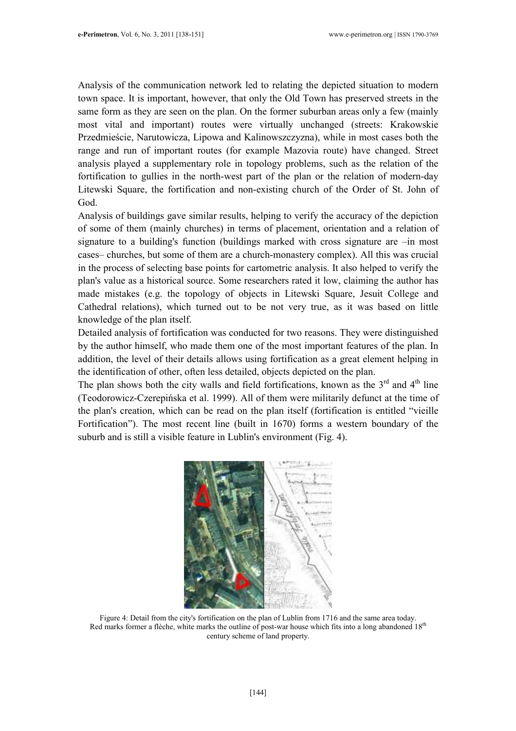Analysis of the communication network led to relating the depicted situation to modern town space. It is important, however, that only the Old Town has preserved streets in the same form as they are seen on the plan. On the former suburban areas only a few (mainly most vital and important) routes were virtually unchanged (streets: Krakowskie Przedmieście, Narutowicza, Lipowa and Kalinowszczyzna), while in most cases both the range and run of important routes (for example Mazovia route) have changed. Street analysis played a supplementary role in topology problems, such as the relation of the fortification to gullies in the north-west part of the plan or the relation of modern-day Litewski Square, the fortification and non-existing church of the Order of St. John of God.

Analysis of buildings gave similar results, helping to verify the accuracy of the depiction of some of them (mainly churches) in terms of placement, orientation and a relation of signature to a building's function (buildings marked with cross signature are –in most cases– churches, but some of them are a church-monastery complex). All this was crucial in the process of selecting base points for cartometric analysis. It also helped to verify the plan's value as a historical source. Some researchers rated it low, claiming the author has made mistakes (e.g. the topology of objects in Litewski Square, Jesuit College and Cathedral relations), which turned out to be not very true, as it was based on little knowledge of the plan itself.

Detailed analysis of fortification was conducted for two reasons. They were distinguished by the author himself, who made them one of the most important features of the plan. In addition, the level of their details allows using fortification as a great element helping in the identification of other, often less detailed, objects depicted on the plan.

The plan shows both the city walls and field fortifications, known as the 3rd and 4th line (Teodorowicz-Czerepińska et al. 1999). All of them were militarily defunct at the time of the plan's creation, which can be read on the plan itself (fortification is entitled "vieille Fortification"). The most recent line (built in 1670) forms a western boundary of the suburb and is still a visible feature in Lublin's environment (Fig. 4).

Figure 4: Detail from the city's fortification on the plan of Lublin from 1716 and the same area today. Red marks former a flèche, white marks the outline of post-war house which fits into a long abandoned 18th century scheme of land property.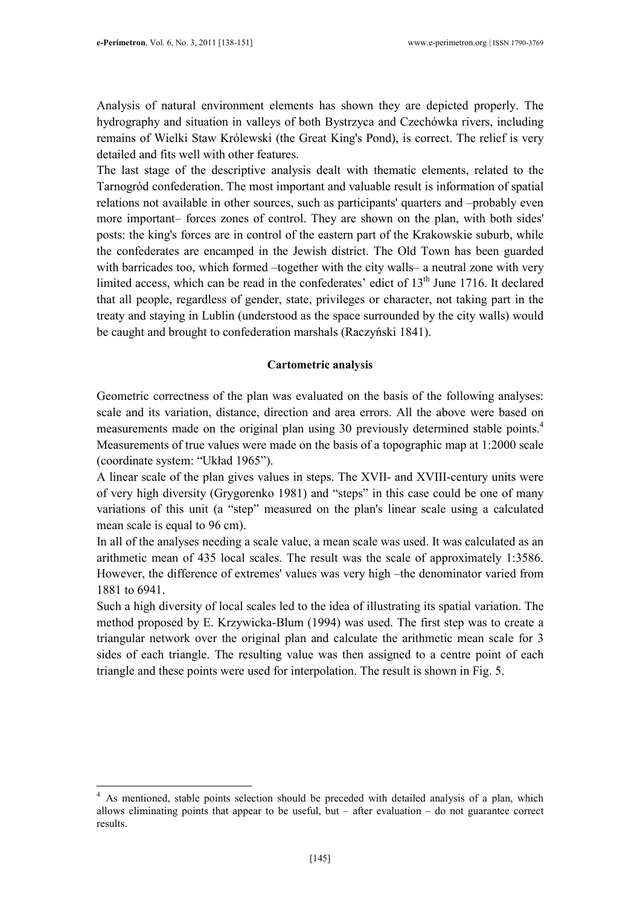Analysis of natural environment elements has shown they are depicted properly. The hydrography and situation in valleys of both Bystrzyca and Czechówka rivers, including remains of Wielki Staw Królewski (the Great King's Pond), is correct. The relief is very detailed and fits well with other features.

The last stage of the descriptive analysis dealt with thematic elements, related to the Tarnogród confederation. The most important and valuable result is information of spatial relations not available in other sources, such as participants' quarters and –probably even more important– forces zones of control. They are shown on the plan, with both sides' posts: the king's forces are in control of the eastern part of the Krakowskie suburb, while the confederates are encamped in the Jewish district. The Old Town has been guarded with barricades too, which formed –together with the city walls– a neutral zone with very limited access, which can be read in the confederates' edict of 13th June 1716. It declared that all people, regardless of gender, state, privileges or character, not taking part in the treaty and staying in Lublin (understood as the space surrounded by the city walls) would be caught and brought to confederation marshals (Raczyński 1841).

**Cartometric analysis**

Geometric correctness of the plan was evaluated on the basis of the following analyses: scale and its variation, distance, direction and area errors. All the above were based on measurements made on the original plan using 30 previously determined stable points.[4] Measurements of true values were made on the basis of a topographic map at 1:2000 scale (coordinate system: "Układ 1965").

A linear scale of the plan gives values in steps. The XVII- and XVIII-century units were of very high diversity (Grygorenko 1981) and "steps" in this case could be one of many variations of this unit (a "step" measured on the plan's linear scale using a calculated mean scale is equal to 96 cm).

In all of the analyses needing a scale value, a mean scale was used. It was calculated as an arithmetic mean of 435 local scales. The result was the scale of approximately 1:3586. However, the difference of extremes' values was very high –the denominator varied from 1881 to 6941.

Such a high diversity of local scales led to the idea of illustrating its spatial variation. The method proposed by E. Krzywicka-Blum (1994) was used. The first step was to create a triangular network over the original plan and calculate the arithmetic mean scale for 3 sides of each triangle. The resulting value was then assigned to a centre point of each triangle and these points were used for interpolation. The result is shown in Fig. 5.

[4] As mentioned, stable points selection should be preceded with detailed analysis of a plan, which allows eliminating points that appear to be useful, but – after evaluation – do not guarantee correct results.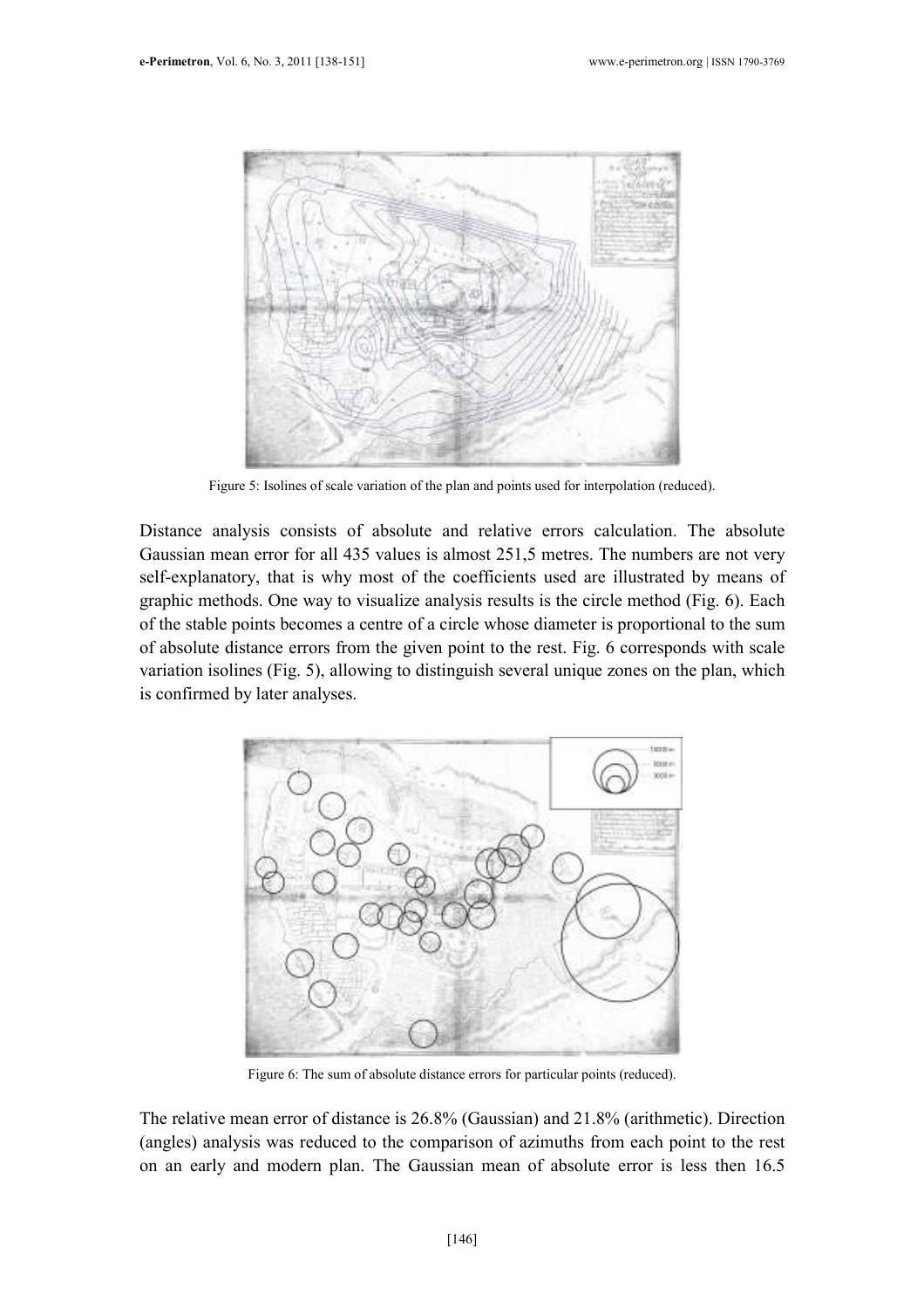Figure 5: Isolines of scale variation of the plan and points used for interpolation (reduced).

Distance analysis consists of absolute and relative errors calculation. The absolute Gaussian mean error for all 435 values is almost 251,5 metres. The numbers are not very self-explanatory, that is why most of the coefficients used are illustrated by means of graphic methods. One way to visualize analysis results is the circle method (Fig. 6). Each of the stable points becomes a centre of a circle whose diameter is proportional to the sum of absolute distance errors from the given point to the rest. Fig. 6 corresponds with scale variation isolines (Fig. 5), allowing to distinguish several unique zones on the plan, which is confirmed by later analyses.

Figure 6: The sum of absolute distance errors for particular points (reduced).

The relative mean error of distance is 26.8% (Gaussian) and 21.8% (arithmetic). Direction (angles) analysis was reduced to the comparison of azimuths from each point to the rest on an early and modern plan. The Gaussian mean of absolute error is less then 16.5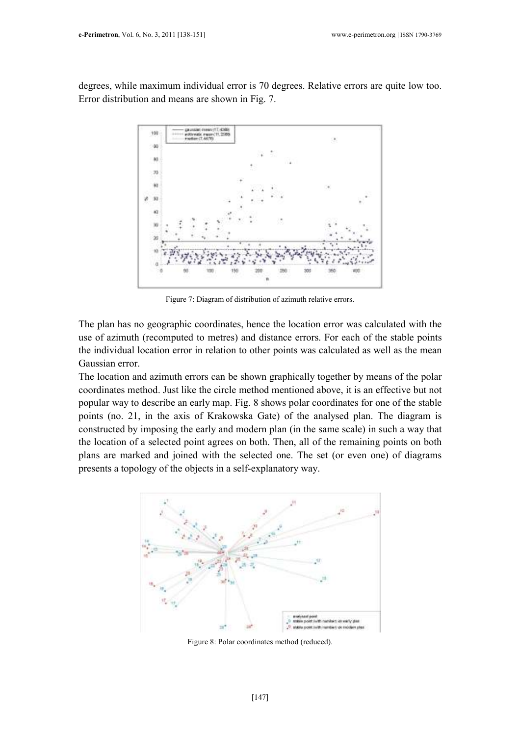degrees, while maximum individual error is 70 degrees. Relative errors are quite low too. Error distribution and means are shown in Fig. 7.

Figure 7: Diagram of distribution of azimuth relative errors.

The plan has no geographic coordinates, hence the location error was calculated with the use of azimuth (recomputed to metres) and distance errors. For each of the stable points the individual location error in relation to other points was calculated as well as the mean Gaussian error.

The location and azimuth errors can be shown graphically together by means of the polar coordinates method. Just like the circle method mentioned above, it is an effective but not popular way to describe an early map. Fig. 8 shows polar coordinates for one of the stable points (no. 21, in the axis of Krakowska Gate) of the analysed plan. The diagram is constructed by imposing the early and modern plan (in the same scale) in such a way that the location of a selected point agrees on both. Then, all of the remaining points on both plans are marked and joined with the selected one. The set (or even one) of diagrams presents a topology of the objects in a self-explanatory way.

Figure 8: Polar coordinates method (reduced).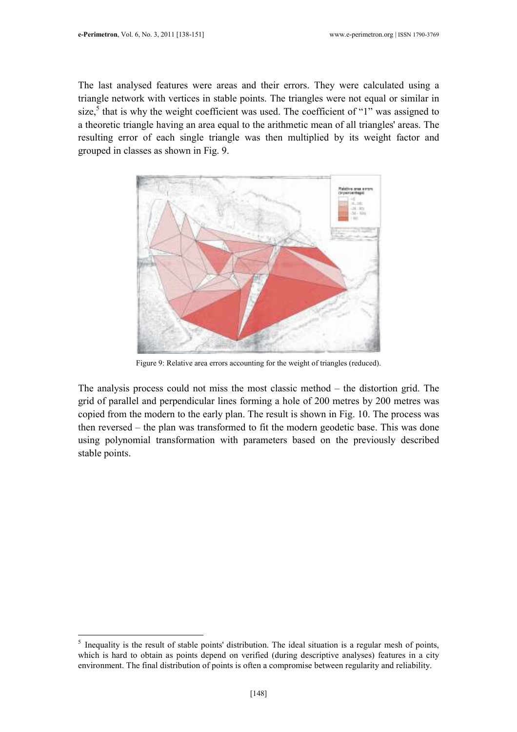The last analysed features were areas and their errors. They were calculated using a triangle network with vertices in stable points. The triangles were not equal or similar in size,[5] that is why the weight coefficient was used. The coefficient of "1" was assigned to a theoretic triangle having an area equal to the arithmetic mean of all triangles' areas. The resulting error of each single triangle was then multiplied by its weight factor and grouped in classes as shown in Fig. 9.

Figure 9: Relative area errors accounting for the weight of triangles (reduced).

The analysis process could not miss the most classic method – the distortion grid. The grid of parallel and perpendicular lines forming a hole of 200 metres by 200 metres was copied from the modern to the early plan. The result is shown in Fig. 10. The process was then reversed – the plan was transformed to fit the modern geodetic base. This was done using polynomial transformation with parameters based on the previously described stable points.

[5] Inequality is the result of stable points' distribution. The ideal situation is a regular mesh of points, which is hard to obtain as points depend on verified (during descriptive analyses) features in a city environment. The final distribution of points is often a compromise between regularity and reliability.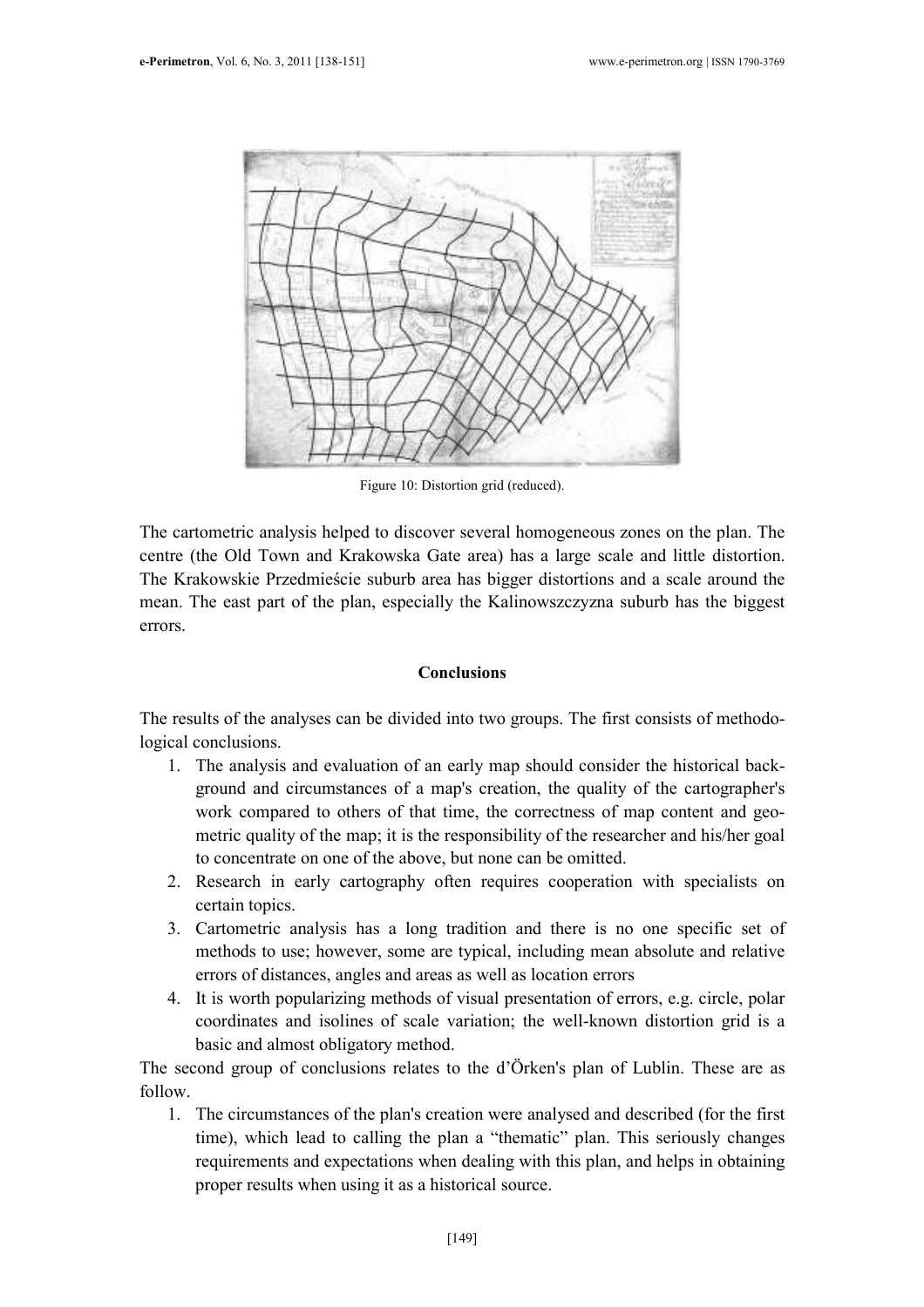Figure 10: Distortion grid (reduced).

The cartometric analysis helped to discover several homogeneous zones on the plan. The centre (the Old Town and Krakowska Gate area) has a large scale and little distortion. The Krakowskie Przedmieście suburb area has bigger distortions and a scale around the mean. The east part of the plan, especially the Kalinowszczyzna suburb has the biggest errors.

## Conclusions

The results of the analyses can be divided into two groups. The first consists of methodological conclusions.

1. The analysis and evaluation of an early map should consider the historical background and circumstances of a map's creation, the quality of the cartographer's work compared to others of that time, the correctness of map content and geometric quality of the map; it is the responsibility of the researcher and his/her goal to concentrate on one of the above, but none can be omitted.
2. Research in early cartography often requires cooperation with specialists on certain topics.
3. Cartometric analysis has a long tradition and there is no one specific set of methods to use; however, some are typical, including mean absolute and relative errors of distances, angles and areas as well as location errors
4. It is worth popularizing methods of visual presentation of errors, e.g. circle, polar coordinates and isolines of scale variation; the well-known distortion grid is a basic and almost obligatory method.

The second group of conclusions relates to the d'Örken's plan of Lublin. These are as follow.

1. The circumstances of the plan's creation were analysed and described (for the first time), which lead to calling the plan a "thematic" plan. This seriously changes requirements and expectations when dealing with this plan, and helps in obtaining proper results when using it as a historical source.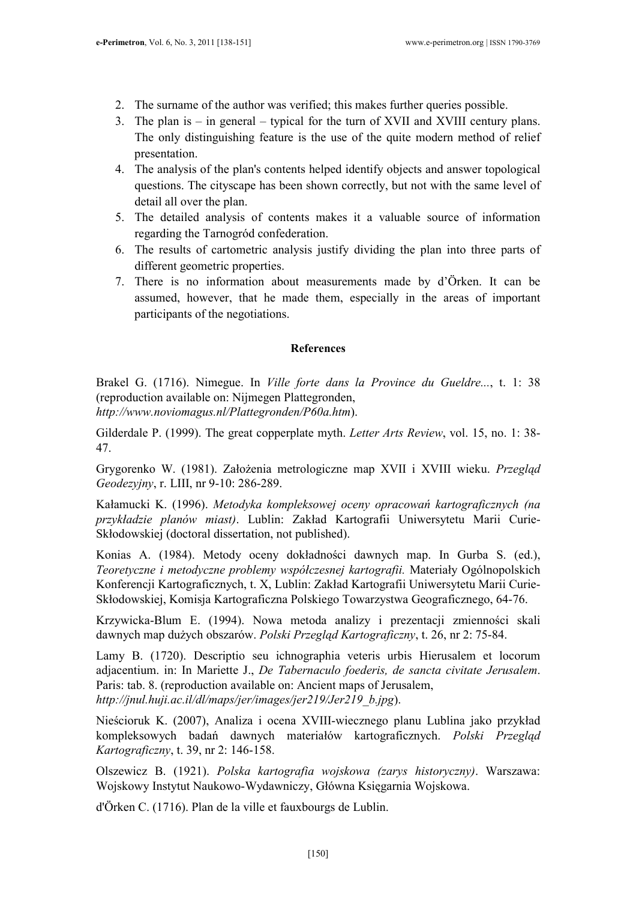2. The surname of the author was verified; this makes further queries possible.
3. The plan is – in general – typical for the turn of XVII and XVIII century plans. The only distinguishing feature is the use of the quite modern method of relief presentation.
4. The analysis of the plan's contents helped identify objects and answer topological questions. The cityscape has been shown correctly, but not with the same level of detail all over the plan.
5. The detailed analysis of contents makes it a valuable source of information regarding the Tarnogród confederation.
6. The results of cartometric analysis justify dividing the plan into three parts of different geometric properties.
7. There is no information about measurements made by d'Örken. It can be assumed, however, that he made them, especially in the areas of important participants of the negotiations.

**References**

Brakel G. (1716). Nimegue. In *Ville forte dans la Province du Gueldre...*, t. 1: 38 (reproduction available on: Nijmegen Plattegronden, *http://www.noviomagus.nl/Plattegronden/P60a.htm*).

Gilderdale P. (1999). The great copperplate myth. *Letter Arts Review*, vol. 15, no. 1: 38-47.

Grygorenko W. (1981). Założenia metrologiczne map XVII i XVIII wieku. *Przegląd Geodezyjny*, r. LIII, nr 9-10: 286-289.

Kałamucki K. (1996). *Metodyka kompleksowej oceny opracowań kartograficznych (na przykładzie planów miast)*. Lublin: Zakład Kartografii Uniwersytetu Marii Curie-Skłodowskiej (doctoral dissertation, not published).

Konias A. (1984). Metody oceny dokładności dawnych map. In Gurba S. (ed.), *Teoretyczne i metodyczne problemy współczesnej kartografii.* Materiały Ogólnopolskich Konferencji Kartograficznych, t. X, Lublin: Zakład Kartografii Uniwersytetu Marii Curie-Skłodowskiej, Komisja Kartograficzna Polskiego Towarzystwa Geograficznego, 64-76.

Krzywicka-Blum E. (1994). Nowa metoda analizy i prezentacji zmienności skali dawnych map dużych obszarów. *Polski Przegląd Kartograficzny*, t. 26, nr 2: 75-84.

Lamy B. (1720). Descriptio seu ichnographia veteris urbis Hierusalem et locorum adjacentium. in: In Mariette J., *De Tabernaculo foederis, de sancta civitate Jerusalem*. Paris: tab. 8. (reproduction available on: Ancient maps of Jerusalem, *http://jnul.huji.ac.il/dl/maps/jer/images/jer219/Jer219_b.jpg*).

Nieścioruk K. (2007), Analiza i ocena XVIII-wiecznego planu Lublina jako przykład kompleksowych badań dawnych materiałów kartograficznych. *Polski Przegląd Kartograficzny*, t. 39, nr 2: 146-158.

Olszewicz B. (1921). *Polska kartografia wojskowa (zarys historyczny)*. Warszawa: Wojskowy Instytut Naukowo-Wydawniczy, Główna Księgarnia Wojskowa.

d'Örken C. (1716). Plan de la ville et fauxbourgs de Lublin.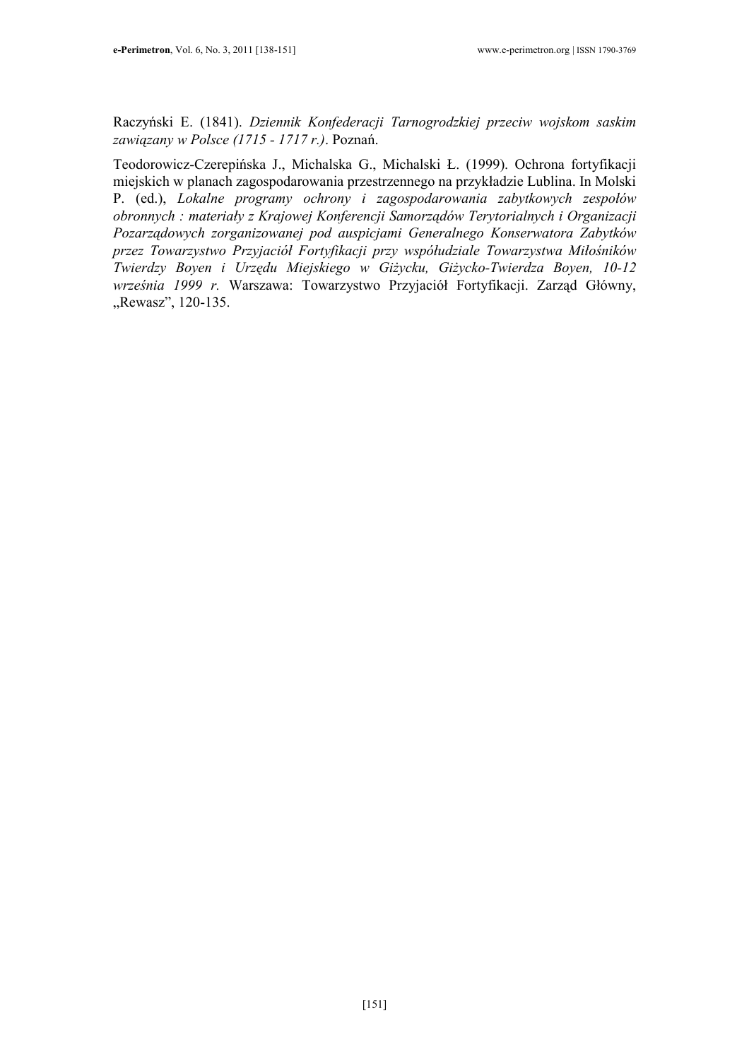Raczyński E. (1841). *Dziennik Konfederacji Tarnogrodzkiej przeciw wojskom saskim zawiązany w Polsce (1715 - 1717 r.)*. Poznań.

Teodorowicz-Czerepińska J., Michalska G., Michalski Ł. (1999). Ochrona fortyfikacji miejskich w planach zagospodarowania przestrzennego na przykładzie Lublina. In Molski P. (ed.), *Lokalne programy ochrony i zagospodarowania zabytkowych zespołów obronnych : materiały z Krajowej Konferencji Samorządów Terytorialnych i Organizacji Pozarządowych zorganizowanej pod auspicjami Generalnego Konserwatora Zabytków przez Towarzystwo Przyjaciół Fortyfikacji przy współudziale Towarzystwa Miłośników Twierdzy Boyen i Urzędu Miejskiego w Giżycku, Giżycko-Twierdza Boyen, 10-12 września 1999 r.* Warszawa: Towarzystwo Przyjaciół Fortyfikacji. Zarząd Główny, „Rewasz", 120-135.